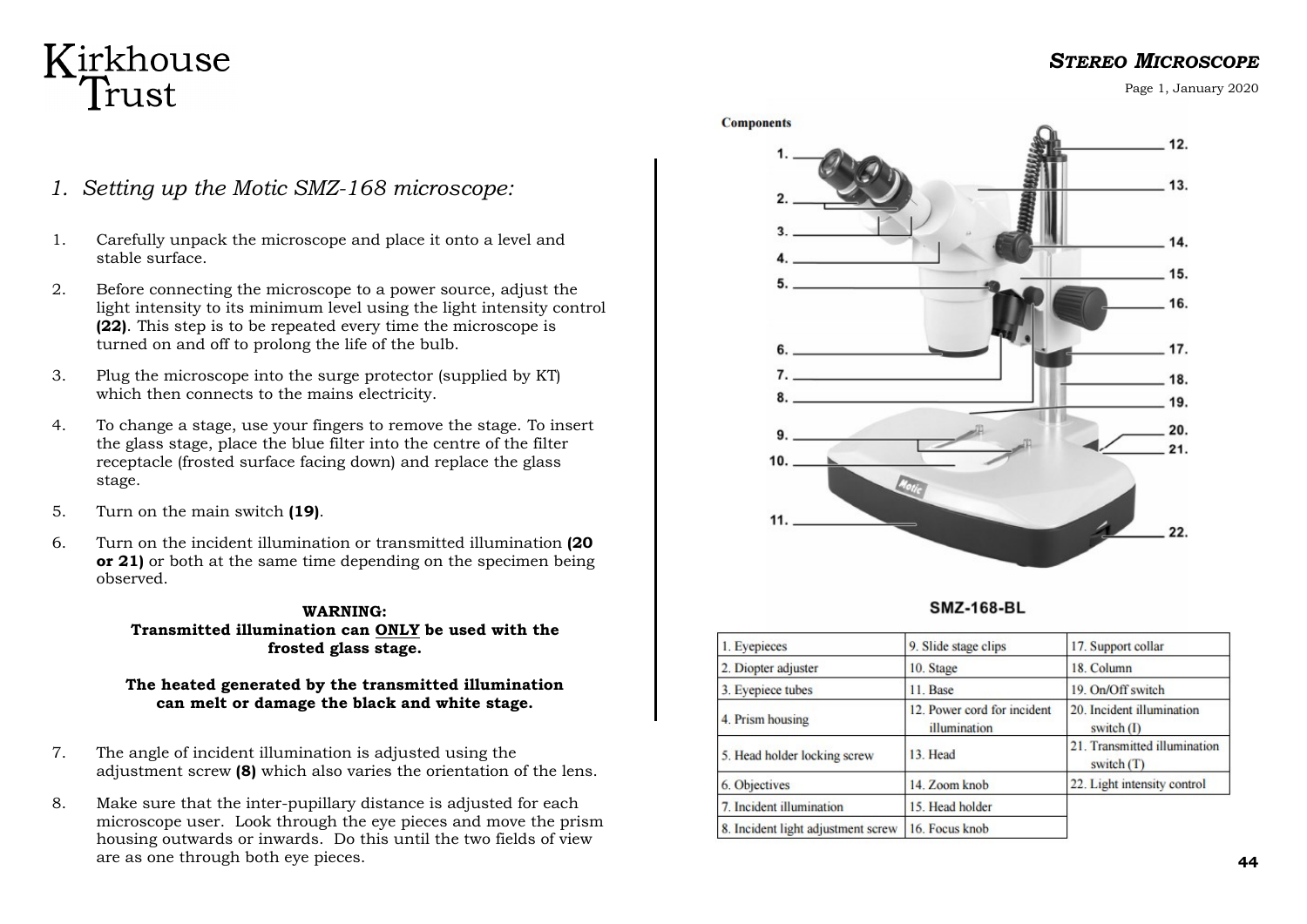# Stereo Microscope

## 1. Setting up the Motic SMZ-168 microscope:

1. Carefully unpack the microscope and place it onto a level and stable surface.
2. Before connecting the microscope to a power source, adjust the light intensity to its minimum level using the light intensity control **(22)**. This step is to be repeated every time the microscope is turned on and off to prolong the life of the bulb.
3. Plug the microscope into the surge protector (supplied by KT) which then connects to the mains electricity.
4. To change a stage, use your fingers to remove the stage. To insert the glass stage, place the blue filter into the centre of the filter receptacle (frosted surface facing down) and replace the glass stage.
5. Turn on the main switch **(19)**.
6. Turn on the incident illumination or transmitted illumination **(20 or 21)** or both at the same time depending on the specimen being observed.

**WARNING:**
**Transmitted illumination can ONLY be used with the frosted glass stage.**

**The heated generated by the transmitted illumination can melt or damage the black and white stage.**

7. The angle of incident illumination is adjusted using the adjustment screw **(8)** which also varies the orientation of the lens.
8. Make sure that the inter-pupillary distance is adjusted for each microscope user. Look through the eye pieces and move the prism housing outwards or inwards. Do this until the two fields of view are as one through both eye pieces.

**Components**

SMZ-168-BL

| 1. Eyepieces | 9. Slide stage clips | 17. Support collar |
|---|---|---|
| 2. Diopter adjuster | 10. Stage | 18. Column |
| 3. Eyepiece tubes | 11. Base | 19. On/Off switch |
| 4. Prism housing | 12. Power cord for incident illumination | 20. Incident illumination switch (I) |
| 5. Head holder locking screw | 13. Head | 21. Transmitted illumination switch (T) |
| 6. Objectives | 14. Zoom knob | 22. Light intensity control |
| 7. Incident illumination | 15. Head holder | |
| 8. Incident light adjustment screw | 16. Focus knob | |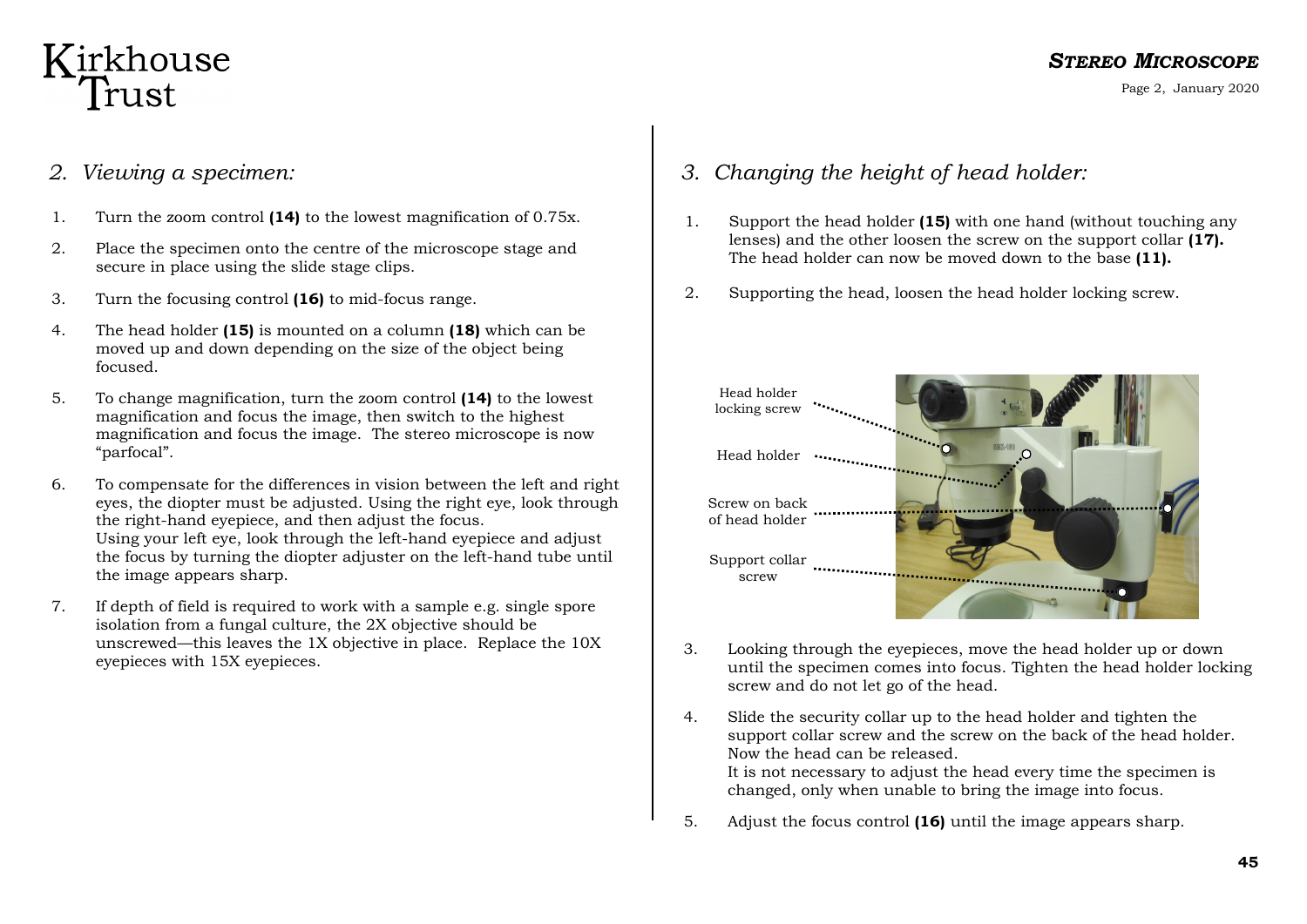## 2. Viewing a specimen:

1. Turn the zoom control **(14)** to the lowest magnification of 0.75x.
2. Place the specimen onto the centre of the microscope stage and secure in place using the slide stage clips.
3. Turn the focusing control **(16)** to mid-focus range.
4. The head holder **(15)** is mounted on a column **(18)** which can be moved up and down depending on the size of the object being focused.
5. To change magnification, turn the zoom control **(14)** to the lowest magnification and focus the image, then switch to the highest magnification and focus the image. The stereo microscope is now "parfocal".
6. To compensate for the differences in vision between the left and right eyes, the diopter must be adjusted. Using the right eye, look through the right-hand eyepiece, and then adjust the focus. Using your left eye, look through the left-hand eyepiece and adjust the focus by turning the diopter adjuster on the left-hand tube until the image appears sharp.
7. If depth of field is required to work with a sample e.g. single spore isolation from a fungal culture, the 2X objective should be unscrewed—this leaves the 1X objective in place. Replace the 10X eyepieces with 15X eyepieces.

## 3. Changing the height of head holder:

1. Support the head holder **(15)** with one hand (without touching any lenses) and the other loosen the screw on the support collar **(17).** The head holder can now be moved down to the base **(11).**
2. Supporting the head, loosen the head holder locking screw.

Head holder locking screw

Head holder

Screw on back of head holder

Support collar screw

3. Looking through the eyepieces, move the head holder up or down until the specimen comes into focus. Tighten the head holder locking screw and do not let go of the head.
4. Slide the security collar up to the head holder and tighten the support collar screw and the screw on the back of the head holder. Now the head can be released.
   It is not necessary to adjust the head every time the specimen is changed, only when unable to bring the image into focus.
5. Adjust the focus control **(16)** until the image appears sharp.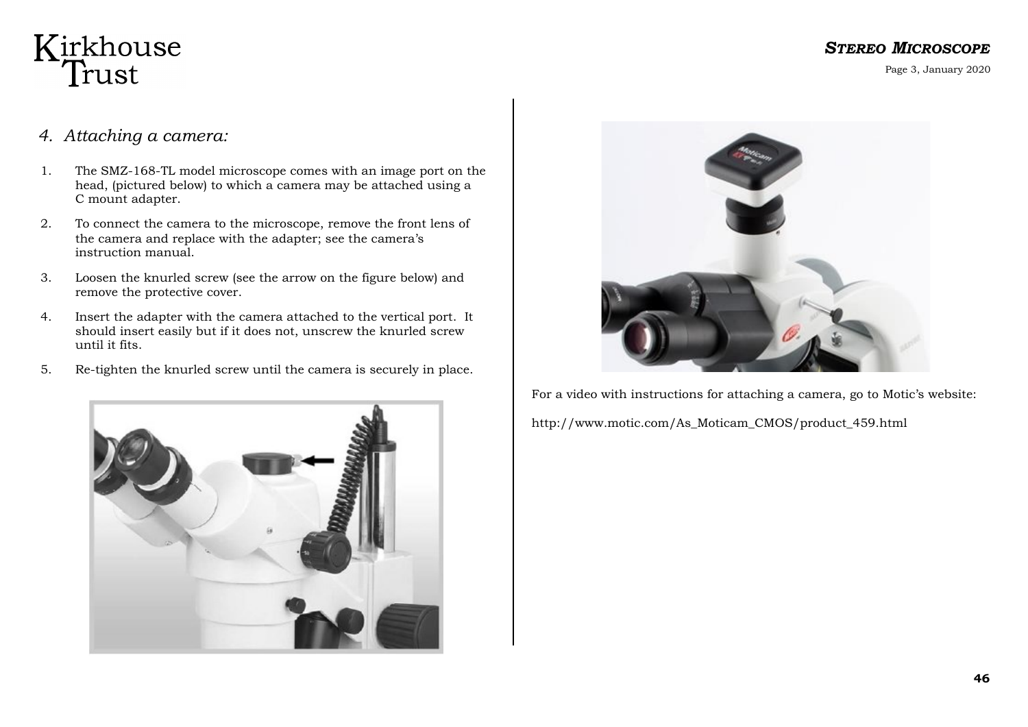## 4. Attaching a camera:

1. The SMZ-168-TL model microscope comes with an image port on the head, (pictured below) to which a camera may be attached using a C mount adapter.
2. To connect the camera to the microscope, remove the front lens of the camera and replace with the adapter; see the camera's instruction manual.
3. Loosen the knurled screw (see the arrow on the figure below) and remove the protective cover.
4. Insert the adapter with the camera attached to the vertical port. It should insert easily but if it does not, unscrew the knurled screw until it fits.
5. Re-tighten the knurled screw until the camera is securely in place.

For a video with instructions for attaching a camera, go to Motic's website:

http://www.motic.com/As_Moticam_CMOS/product_459.html